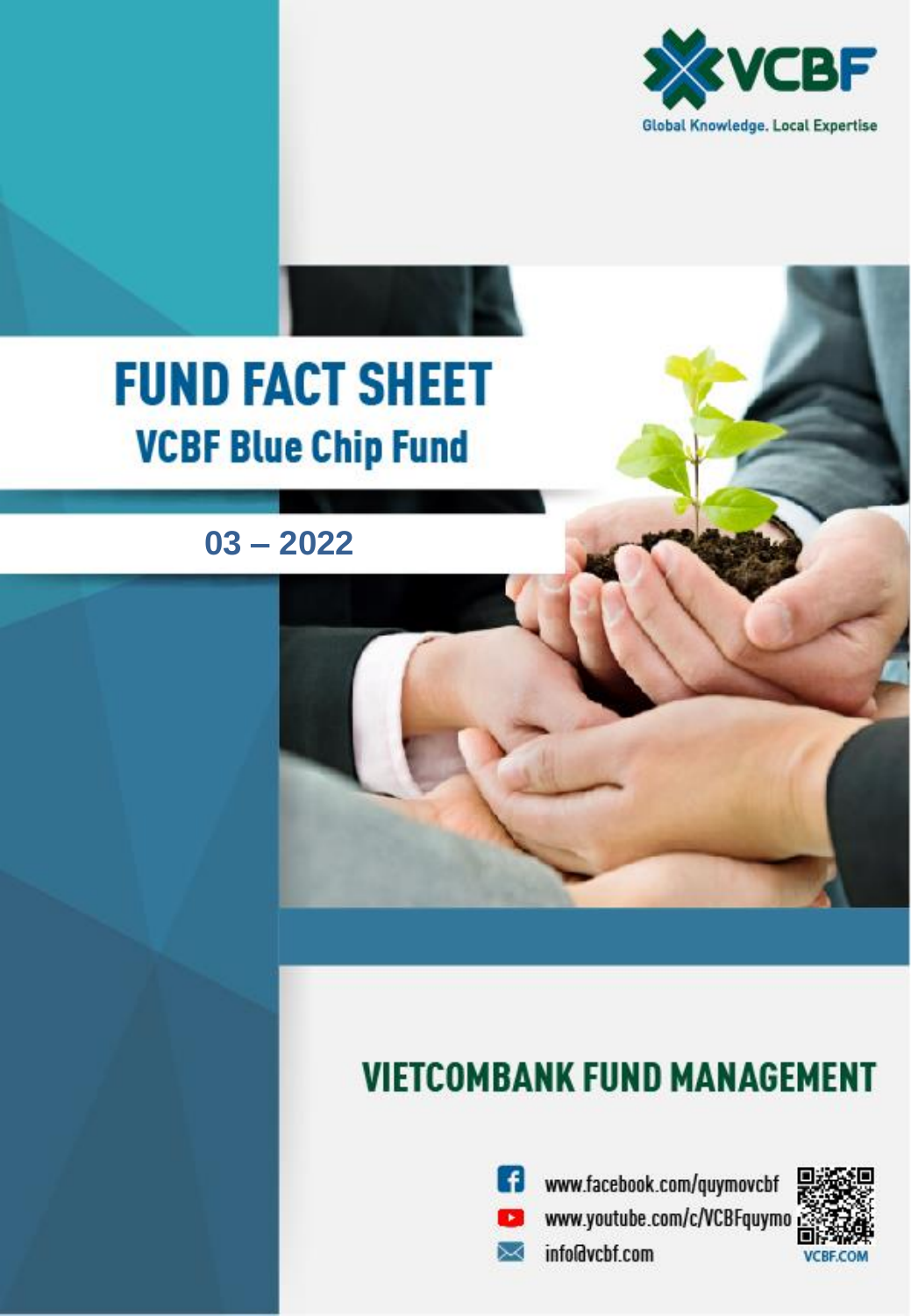VCBF

Global Knowledge. Local Expertise

# FUND FACT SHEET

## VCBF Blue Chip Fund

03 – 2022

## VIETCOMBANK FUND MANAGEMENT

www.facebook.com/quymovcbf

www.youtube.com/c/VCBFquymo

info@vcbf.com

VCBF.COM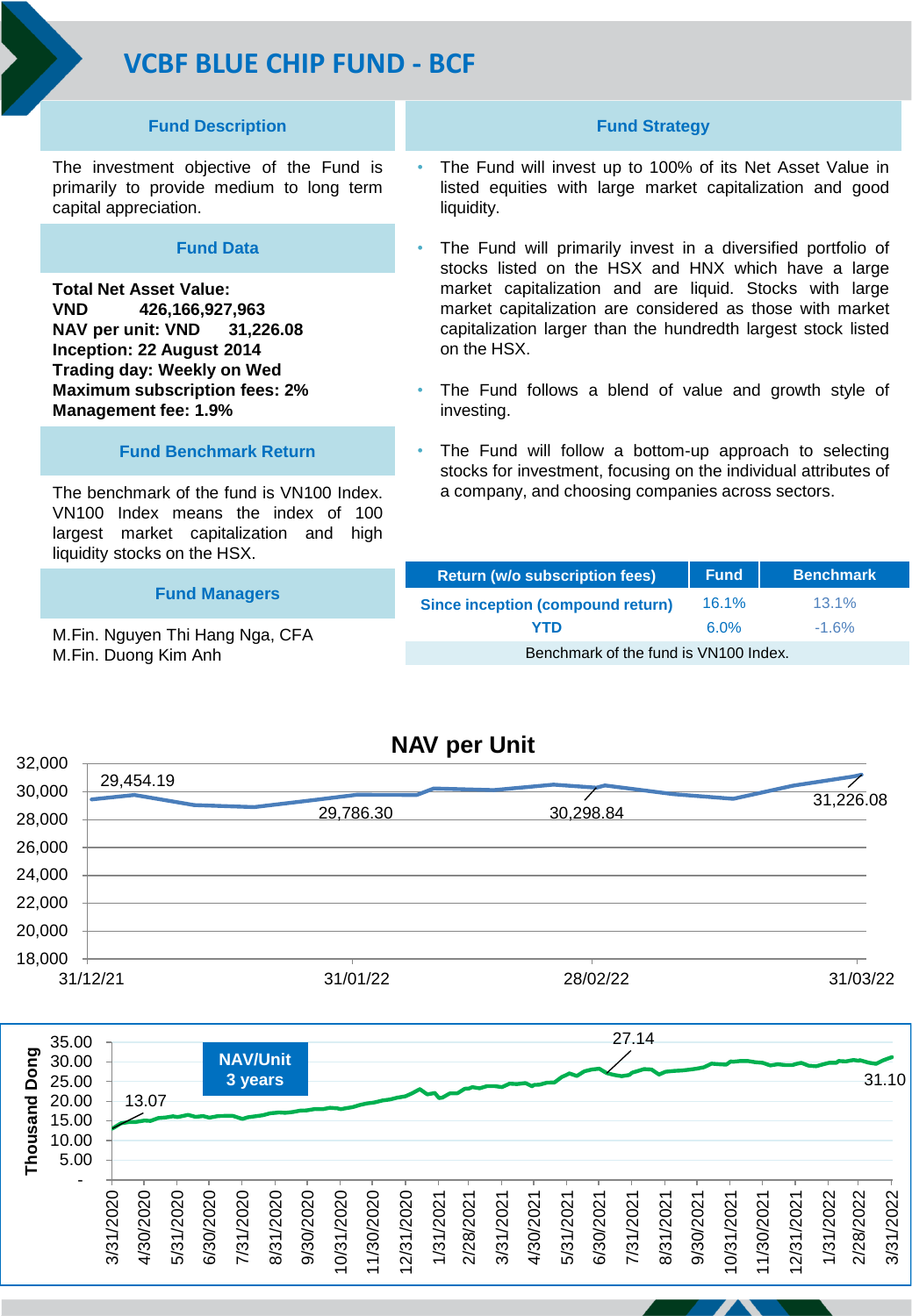# VCBF BLUE CHIP FUND - BCF

## Fund Description

The investment objective of the Fund is primarily to provide medium to long term capital appreciation.

## Fund Data

**Total Net Asset Value:**
**VND 426,166,927,963**
**NAV per unit: VND 31,226.08**
**Inception: 22 August 2014**
**Trading day: Weekly on Wed**
**Maximum subscription fees: 2%**
**Management fee: 1.9%**

## Fund Benchmark Return

The benchmark of the fund is VN100 Index. VN100 Index means the index of 100 largest market capitalization and high liquidity stocks on the HSX.

## Fund Managers

M.Fin. Nguyen Thi Hang Nga, CFA
M.Fin. Duong Kim Anh

## Fund Strategy

- The Fund will invest up to 100% of its Net Asset Value in listed equities with large market capitalization and good liquidity.
- The Fund will primarily invest in a diversified portfolio of stocks listed on the HSX and HNX which have a large market capitalization and are liquid. Stocks with large market capitalization are considered as those with market capitalization larger than the hundredth largest stock listed on the HSX.
- The Fund follows a blend of value and growth style of investing.
- The Fund will follow a bottom-up approach to selecting stocks for investment, focusing on the individual attributes of a company, and choosing companies across sectors.

| Return (w/o subscription fees) | Fund | Benchmark |
|---|---|---|
| Since inception (compound return) | 16.1% | 13.1% |
| YTD | 6.0% | -1.6% |
| Benchmark of the fund is VN100 Index. | | |

## NAV per Unit

(Chart: 31/12/21 – 31/03/22; values labeled: 29,454.19; 29,786.30; 30,298.84; 31,226.08)

**NAV/Unit 3 years** (Thousand Dong)

(Chart: 3/31/2020 – 3/31/2022; values labeled: 13.07; 27.14; 31.10)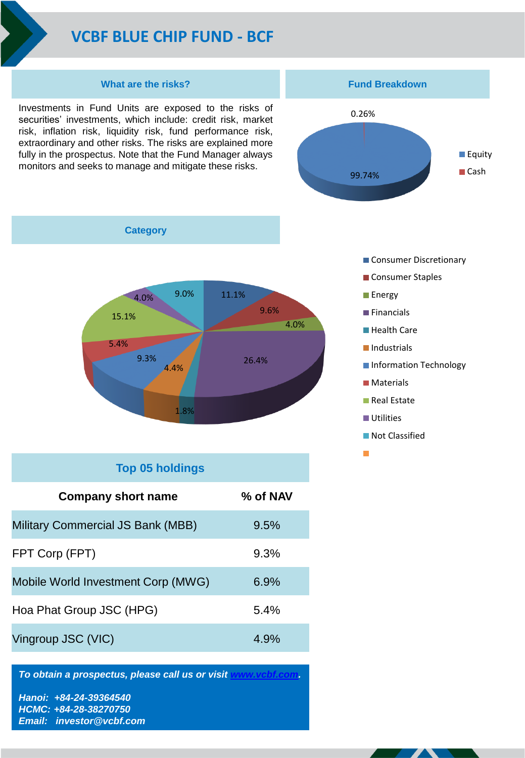// VCBF BLUE CHIP FUND - BCF

## What are the risks?

Investments in Fund Units are exposed to the risks of securities' investments, which include: credit risk, market risk, liquidity risk, inflation risk, fund performance risk, extraordinary and other risks. The risks are explained more fully in the prospectus. Note that the Fund Manager always monitors and seeks to manage and mitigate these risks.

## Fund Breakdown

0.26%
99.74%
Equity
Cash

## Category

11.1%
9.6%
4.0%
26.4%
1.8%
4.4%
9.3%
5.4%
15.1%
4.0%
9.0%

Consumer Discretionary
Consumer Staples
Energy
Financials
Health Care
Industrials
Information Technology
Materials
Real Estate
Utilities
Not Classified

## Top 05 holdings

| Company short name | % of NAV |
|---|---|
| Military Commercial JS Bank (MBB) | 9.5% |
| FPT Corp (FPT) | 9.3% |
| Mobile World Investment Corp (MWG) | 6.9% |
| Hoa Phat Group JSC (HPG) | 5.4% |
| Vingroup JSC (VIC) | 4.9% |

***To obtain a prospectus, please call us or visit www.vcbf.com.***

***Hanoi: +84-24-39364540***
***HCMC: +84-28-38270750***
***Email: investor@vcbf.com***